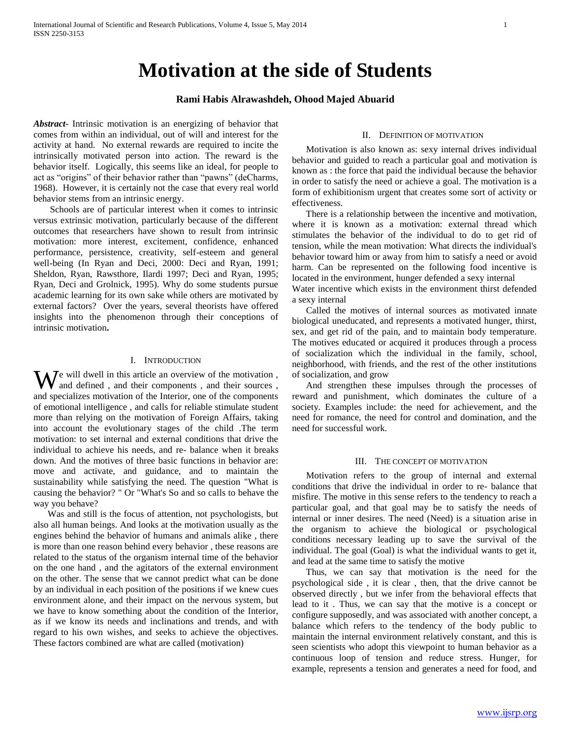# Motivation at the side of Students

**Rami Habis Alrawashdeh, Ohood Majed Abuarid**

***Abstract-*** Intrinsic motivation is an energizing of behavior that comes from within an individual, out of will and interest for the activity at hand. No external rewards are required to incite the intrinsically motivated person into action. The reward is the behavior itself. Logically, this seems like an ideal, for people to act as "origins" of their behavior rather than "pawns" (deCharms, 1968). However, it is certainly not the case that every real world behavior stems from an intrinsic energy.

Schools are of particular interest when it comes to intrinsic versus extrinsic motivation, particularly because of the different outcomes that researchers have shown to result from intrinsic motivation: more interest, excitement, confidence, enhanced performance, persistence, creativity, self-esteem and general well-being (In Ryan and Deci, 2000: Deci and Ryan, 1991; Sheldon, Ryan, Rawsthore, Ilardi 1997; Deci and Ryan, 1995; Ryan, Deci and Grolnick, 1995). Why do some students pursue academic learning for its own sake while others are motivated by external factors? Over the years, several theorists have offered insights into the phenomenon through their conceptions of intrinsic motivation**.**

## I. Introduction

We will dwell in this article an overview of the motivation , and defined , and their components , and their sources , and specializes motivation of the Interior, one of the components of emotional intelligence , and calls for reliable stimulate student more than relying on the motivation of Foreign Affairs, taking into account the evolutionary stages of the child .The term motivation: to set internal and external conditions that drive the individual to achieve his needs, and re- balance when it breaks down. And the motives of three basic functions in behavior are: move and activate, and guidance, and to maintain the sustainability while satisfying the need. The question "What is causing the behavior? " Or "What's So and so calls to behave the way you behave?

Was and still is the focus of attention, not psychologists, but also all human beings. And looks at the motivation usually as the engines behind the behavior of humans and animals alike , there is more than one reason behind every behavior , these reasons are related to the status of the organism internal time of the behavior on the one hand , and the agitators of the external environment on the other. The sense that we cannot predict what can be done by an individual in each position of the positions if we knew cues environment alone, and their impact on the nervous system, but we have to know something about the condition of the Interior, as if we know its needs and inclinations and trends, and with regard to his own wishes, and seeks to achieve the objectives. These factors combined are what are called (motivation)

## II. Definition of Motivation

Motivation is also known as: sexy internal drives individual behavior and guided to reach a particular goal and motivation is known as : the force that paid the individual because the behavior in order to satisfy the need or achieve a goal. The motivation is a form of exhibitionism urgent that creates some sort of activity or effectiveness.

There is a relationship between the incentive and motivation, where it is known as a motivation: external thread which stimulates the behavior of the individual to do to get rid of tension, while the mean motivation: What directs the individual's behavior toward him or away from him to satisfy a need or avoid harm. Can be represented on the following food incentive is located in the environment, hunger defended a sexy internal
Water incentive which exists in the environment thirst defended a sexy internal

Called the motives of internal sources as motivated innate biological uneducated, and represents a motivated hunger, thirst, sex, and get rid of the pain, and to maintain body temperature. The motives educated or acquired it produces through a process of socialization which the individual in the family, school, neighborhood, with friends, and the rest of the other institutions of socialization, and grow

And strengthen these impulses through the processes of reward and punishment, which dominates the culture of a society. Examples include: the need for achievement, and the need for romance, the need for control and domination, and the need for successful work.

## III. The Concept of Motivation

Motivation refers to the group of internal and external conditions that drive the individual in order to re- balance that misfire. The motive in this sense refers to the tendency to reach a particular goal, and that goal may be to satisfy the needs of internal or inner desires. The need (Need) is a situation arise in the organism to achieve the biological or psychological conditions necessary leading up to save the survival of the individual. The goal (Goal) is what the individual wants to get it, and lead at the same time to satisfy the motive

Thus, we can say that motivation is the need for the psychological side , it is clear , then, that the drive cannot be observed directly , but we infer from the behavioral effects that lead to it . Thus, we can say that the motive is a concept or configure supposedly, and was associated with another concept, a balance which refers to the tendency of the body public to maintain the internal environment relatively constant, and this is seen scientists who adopt this viewpoint to human behavior as a continuous loop of tension and reduce stress. Hunger, for example, represents a tension and generates a need for food, and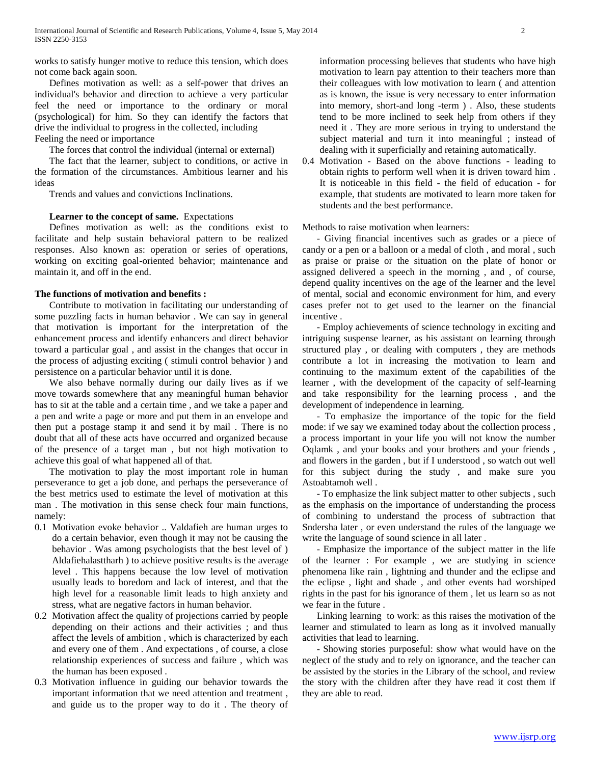works to satisfy hunger motive to reduce this tension, which does not come back again soon.

Defines motivation as well: as a self-power that drives an individual's behavior and direction to achieve a very particular feel the need or importance to the ordinary or moral (psychological) for him. So they can identify the factors that drive the individual to progress in the collected, including

Feeling the need or importance

The forces that control the individual (internal or external)

The fact that the learner, subject to conditions, or active in the formation of the circumstances. Ambitious learner and his ideas

Trends and values and convictions Inclinations.

**Learner to the concept of same.** Expectations

Defines motivation as well: as the conditions exist to facilitate and help sustain behavioral pattern to be realized responses. Also known as: operation or series of operations, working on exciting goal-oriented behavior; maintenance and maintain it, and off in the end.

### The functions of motivation and benefits :

Contribute to motivation in facilitating our understanding of some puzzling facts in human behavior . We can say in general that motivation is important for the interpretation of the enhancement process and identify enhancers and direct behavior toward a particular goal , and assist in the changes that occur in the process of adjusting exciting ( stimuli control behavior ) and persistence on a particular behavior until it is done.

We also behave normally during our daily lives as if we move towards somewhere that any meaningful human behavior has to sit at the table and a certain time , and we take a paper and a pen and write a page or more and put them in an envelope and then put a postage stamp it and send it by mail . There is no doubt that all of these acts have occurred and organized because of the presence of a target man , but not high motivation to achieve this goal of what happened all of that.

The motivation to play the most important role in human perseverance to get a job done, and perhaps the perseverance of the best metrics used to estimate the level of motivation at this man . The motivation in this sense check four main functions, namely:

0.1 Motivation evoke behavior .. Valdafieh are human urges to do a certain behavior, even though it may not be causing the behavior . Was among psychologists that the best level of ) Aldafiehalasttharh ) to achieve positive results is the average level . This happens because the low level of motivation usually leads to boredom and lack of interest, and that the high level for a reasonable limit leads to high anxiety and stress, what are negative factors in human behavior.

0.2 Motivation affect the quality of projections carried by people depending on their actions and their activities ; and thus affect the levels of ambition , which is characterized by each and every one of them . And expectations , of course, a close relationship experiences of success and failure , which was the human has been exposed .

0.3 Motivation influence in guiding our behavior towards the important information that we need attention and treatment , and guide us to the proper way to do it . The theory of information processing believes that students who have high motivation to learn pay attention to their teachers more than their colleagues with low motivation to learn ( and attention as is known, the issue is very necessary to enter information into memory, short-and long -term ) . Also, these students tend to be more inclined to seek help from others if they need it . They are more serious in trying to understand the subject material and turn it into meaningful ; instead of dealing with it superficially and retaining automatically.

0.4 Motivation - Based on the above functions - leading to obtain rights to perform well when it is driven toward him . It is noticeable in this field - the field of education - for example, that students are motivated to learn more taken for students and the best performance.

Methods to raise motivation when learners:

- Giving financial incentives such as grades or a piece of candy or a pen or a balloon or a medal of cloth , and moral , such as praise or praise or the situation on the plate of honor or assigned delivered a speech in the morning , and , of course, depend quality incentives on the age of the learner and the level of mental, social and economic environment for him, and every cases prefer not to get used to the learner on the financial incentive .

- Employ achievements of science technology in exciting and intriguing suspense learner, as his assistant on learning through structured play , or dealing with computers , they are methods contribute a lot in increasing the motivation to learn and continuing to the maximum extent of the capabilities of the learner , with the development of the capacity of self-learning and take responsibility for the learning process , and the development of independence in learning.

- To emphasize the importance of the topic for the field mode: if we say we examined today about the collection process , a process important in your life you will not know the number Oqlamk , and your books and your brothers and your friends , and flowers in the garden , but if I understood , so watch out well for this subject during the study , and make sure you Astoabtamoh well .

- To emphasize the link subject matter to other subjects , such as the emphasis on the importance of understanding the process of combining to understand the process of subtraction that Sndersha later , or even understand the rules of the language we write the language of sound science in all later .

- Emphasize the importance of the subject matter in the life of the learner : For example , we are studying in science phenomena like rain , lightning and thunder and the eclipse and the eclipse , light and shade , and other events had worshiped rights in the past for his ignorance of them , let us learn so as not we fear in the future .

Linking learning to work: as this raises the motivation of the learner and stimulated to learn as long as it involved manually activities that lead to learning.

- Showing stories purposeful: show what would have on the neglect of the study and to rely on ignorance, and the teacher can be assisted by the stories in the Library of the school, and review the story with the children after they have read it cost them if they are able to read.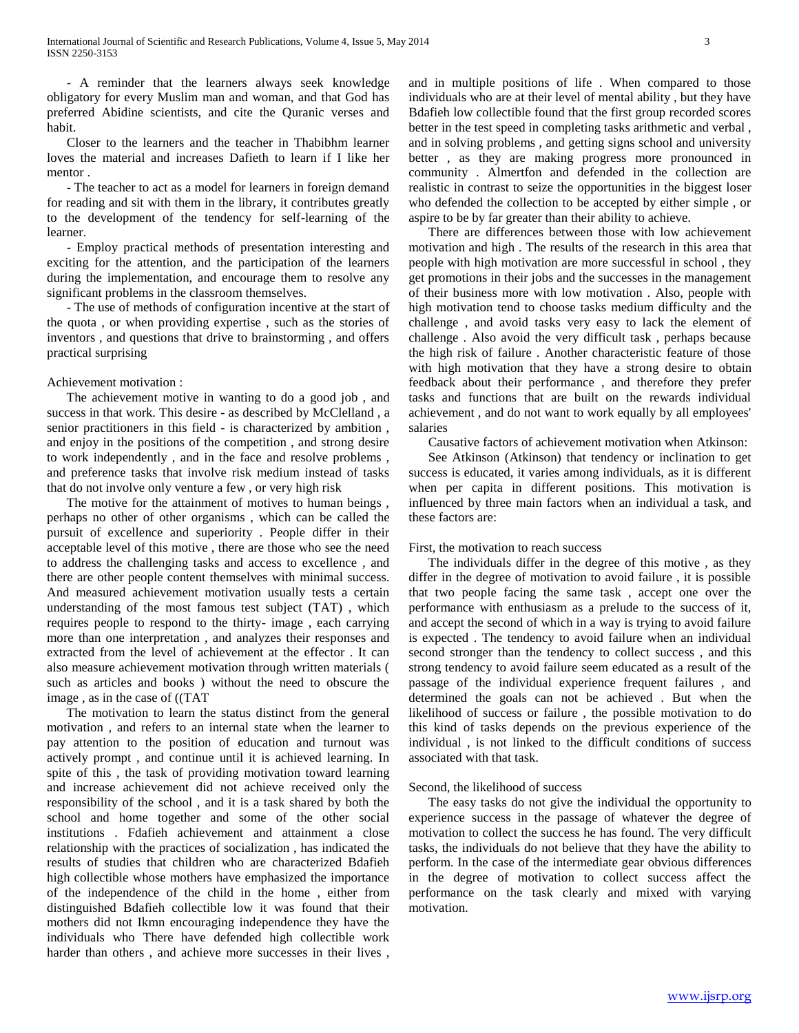- A reminder that the learners always seek knowledge obligatory for every Muslim man and woman, and that God has preferred Abidine scientists, and cite the Quranic verses and habit.

Closer to the learners and the teacher in Thabibhm learner loves the material and increases Dafieth to learn if I like her mentor .

- The teacher to act as a model for learners in foreign demand for reading and sit with them in the library, it contributes greatly to the development of the tendency for self-learning of the learner.

- Employ practical methods of presentation interesting and exciting for the attention, and the participation of the learners during the implementation, and encourage them to resolve any significant problems in the classroom themselves.

- The use of methods of configuration incentive at the start of the quota , or when providing expertise , such as the stories of inventors , and questions that drive to brainstorming , and offers practical surprising

Achievement motivation :

The achievement motive in wanting to do a good job , and success in that work. This desire - as described by McClelland , a senior practitioners in this field - is characterized by ambition , and enjoy in the positions of the competition , and strong desire to work independently , and in the face and resolve problems , and preference tasks that involve risk medium instead of tasks that do not involve only venture a few , or very high risk

The motive for the attainment of motives to human beings , perhaps no other of other organisms , which can be called the pursuit of excellence and superiority . People differ in their acceptable level of this motive , there are those who see the need to address the challenging tasks and access to excellence , and there are other people content themselves with minimal success. And measured achievement motivation usually tests a certain understanding of the most famous test subject (TAT) , which requires people to respond to the thirty- image , each carrying more than one interpretation , and analyzes their responses and extracted from the level of achievement at the effector . It can also measure achievement motivation through written materials ( such as articles and books ) without the need to obscure the image , as in the case of ((TAT

The motivation to learn the status distinct from the general motivation , and refers to an internal state when the learner to pay attention to the position of education and turnout was actively prompt , and continue until it is achieved learning. In spite of this , the task of providing motivation toward learning and increase achievement did not achieve received only the responsibility of the school , and it is a task shared by both the school and home together and some of the other social institutions . Fdafieh achievement and attainment a close relationship with the practices of socialization , has indicated the results of studies that children who are characterized Bdafieh high collectible whose mothers have emphasized the importance of the independence of the child in the home , either from distinguished Bdafieh collectible low it was found that their mothers did not Ikmn encouraging independence they have the individuals who There have defended high collectible work harder than others , and achieve more successes in their lives , and in multiple positions of life . When compared to those individuals who are at their level of mental ability , but they have Bdafieh low collectible found that the first group recorded scores better in the test speed in completing tasks arithmetic and verbal , and in solving problems , and getting signs school and university better , as they are making progress more pronounced in community . Almertfon and defended in the collection are realistic in contrast to seize the opportunities in the biggest loser who defended the collection to be accepted by either simple , or aspire to be by far greater than their ability to achieve.

There are differences between those with low achievement motivation and high . The results of the research in this area that people with high motivation are more successful in school , they get promotions in their jobs and the successes in the management of their business more with low motivation . Also, people with high motivation tend to choose tasks medium difficulty and the challenge , and avoid tasks very easy to lack the element of challenge . Also avoid the very difficult task , perhaps because the high risk of failure . Another characteristic feature of those with high motivation that they have a strong desire to obtain feedback about their performance , and therefore they prefer tasks and functions that are built on the rewards individual achievement , and do not want to work equally by all employees' salaries

Causative factors of achievement motivation when Atkinson:

See Atkinson (Atkinson) that tendency or inclination to get success is educated, it varies among individuals, as it is different when per capita in different positions. This motivation is influenced by three main factors when an individual a task, and these factors are:

First, the motivation to reach success

The individuals differ in the degree of this motive , as they differ in the degree of motivation to avoid failure , it is possible that two people facing the same task , accept one over the performance with enthusiasm as a prelude to the success of it, and accept the second of which in a way is trying to avoid failure is expected . The tendency to avoid failure when an individual second stronger than the tendency to collect success , and this strong tendency to avoid failure seem educated as a result of the passage of the individual experience frequent failures , and determined the goals can not be achieved . But when the likelihood of success or failure , the possible motivation to do this kind of tasks depends on the previous experience of the individual , is not linked to the difficult conditions of success associated with that task.

Second, the likelihood of success

The easy tasks do not give the individual the opportunity to experience success in the passage of whatever the degree of motivation to collect the success he has found. The very difficult tasks, the individuals do not believe that they have the ability to perform. In the case of the intermediate gear obvious differences in the degree of motivation to collect success affect the performance on the task clearly and mixed with varying motivation.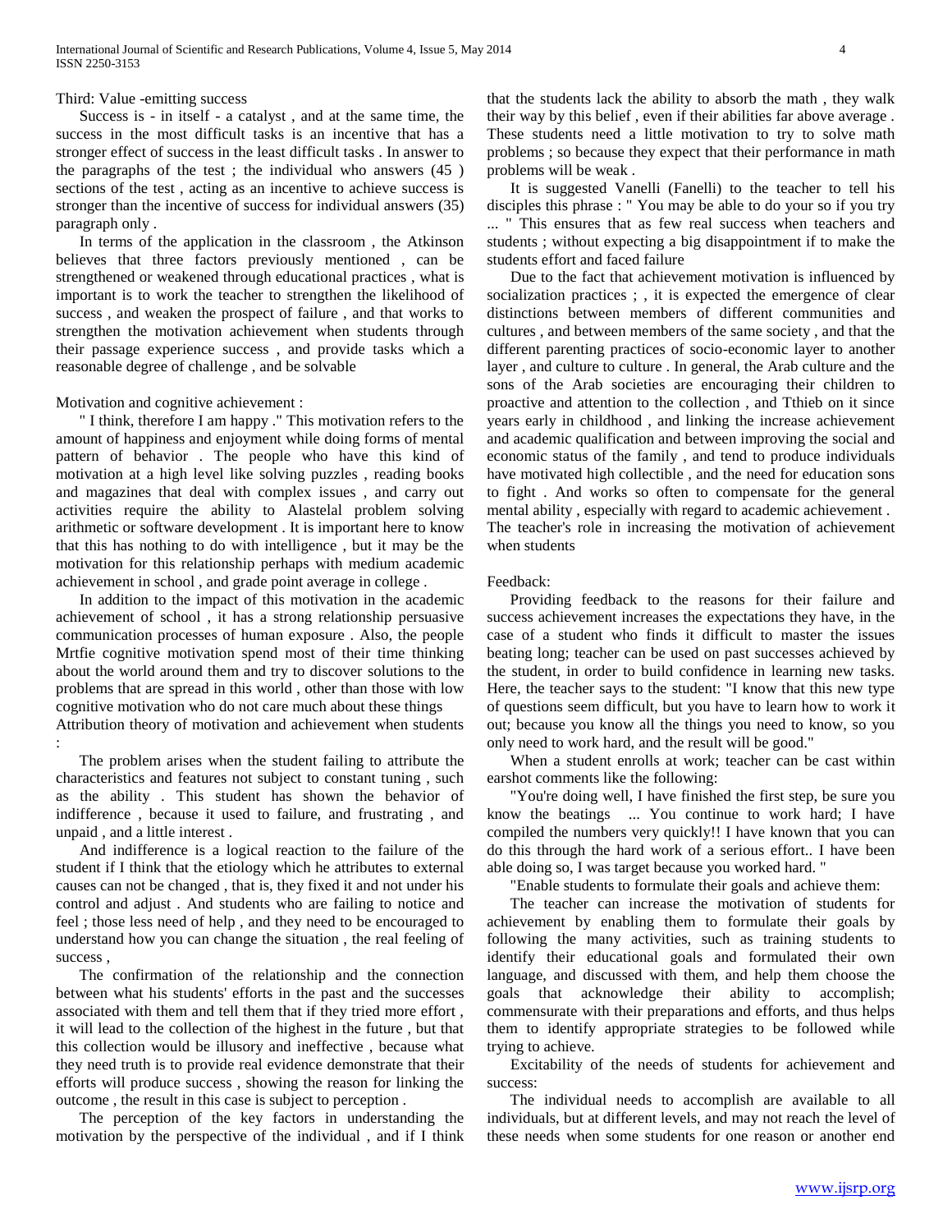Third: Value -emitting success

Success is - in itself - a catalyst , and at the same time, the success in the most difficult tasks is an incentive that has a stronger effect of success in the least difficult tasks . In answer to the paragraphs of the test ; the individual who answers (45 ) sections of the test , acting as an incentive to achieve success is stronger than the incentive of success for individual answers (35) paragraph only .

In terms of the application in the classroom , the Atkinson believes that three factors previously mentioned , can be strengthened or weakened through educational practices , what is important is to work the teacher to strengthen the likelihood of success , and weaken the prospect of failure , and that works to strengthen the motivation achievement when students through their passage experience success , and provide tasks which a reasonable degree of challenge , and be solvable

Motivation and cognitive achievement :

" I think, therefore I am happy ." This motivation refers to the amount of happiness and enjoyment while doing forms of mental pattern of behavior . The people who have this kind of motivation at a high level like solving puzzles , reading books and magazines that deal with complex issues , and carry out activities require the ability to Alastelal problem solving arithmetic or software development . It is important here to know that this has nothing to do with intelligence , but it may be the motivation for this relationship perhaps with medium academic achievement in school , and grade point average in college .

In addition to the impact of this motivation in the academic achievement of school , it has a strong relationship persuasive communication processes of human exposure . Also, the people Mrtfie cognitive motivation spend most of their time thinking about the world around them and try to discover solutions to the problems that are spread in this world , other than those with low cognitive motivation who do not care much about these things

Attribution theory of motivation and achievement when students :

The problem arises when the student failing to attribute the characteristics and features not subject to constant tuning , such as the ability . This student has shown the behavior of indifference , because it used to failure, and frustrating , and unpaid , and a little interest .

And indifference is a logical reaction to the failure of the student if I think that the etiology which he attributes to external causes can not be changed , that is, they fixed it and not under his control and adjust . And students who are failing to notice and feel ; those less need of help , and they need to be encouraged to understand how you can change the situation , the real feeling of success ,

The confirmation of the relationship and the connection between what his students' efforts in the past and the successes associated with them and tell them that if they tried more effort , it will lead to the collection of the highest in the future , but that this collection would be illusory and ineffective , because what they need truth is to provide real evidence demonstrate that their efforts will produce success , showing the reason for linking the outcome , the result in this case is subject to perception .

The perception of the key factors in understanding the motivation by the perspective of the individual , and if I think that the students lack the ability to absorb the math , they walk their way by this belief , even if their abilities far above average . These students need a little motivation to try to solve math problems ; so because they expect that their performance in math problems will be weak .

It is suggested Vanelli (Fanelli) to the teacher to tell his disciples this phrase : " You may be able to do your so if you try ... " This ensures that as few real success when teachers and students ; without expecting a big disappointment if to make the students effort and faced failure

Due to the fact that achievement motivation is influenced by socialization practices ; , it is expected the emergence of clear distinctions between members of different communities and cultures , and between members of the same society , and that the different parenting practices of socio-economic layer to another layer , and culture to culture . In general, the Arab culture and the sons of the Arab societies are encouraging their children to proactive and attention to the collection , and Tthieb on it since years early in childhood , and linking the increase achievement and academic qualification and between improving the social and economic status of the family , and tend to produce individuals have motivated high collectible , and the need for education sons to fight . And works so often to compensate for the general mental ability , especially with regard to academic achievement .

The teacher's role in increasing the motivation of achievement when students

Feedback:

Providing feedback to the reasons for their failure and success achievement increases the expectations they have, in the case of a student who finds it difficult to master the issues beating long; teacher can be used on past successes achieved by the student, in order to build confidence in learning new tasks. Here, the teacher says to the student: "I know that this new type of questions seem difficult, but you have to learn how to work it out; because you know all the things you need to know, so you only need to work hard, and the result will be good."

When a student enrolls at work; teacher can be cast within earshot comments like the following:

"You're doing well, I have finished the first step, be sure you know the beatings ... You continue to work hard; I have compiled the numbers very quickly!! I have known that you can do this through the hard work of a serious effort.. I have been able doing so, I was target because you worked hard. "

"Enable students to formulate their goals and achieve them:

The teacher can increase the motivation of students for achievement by enabling them to formulate their goals by following the many activities, such as training students to identify their educational goals and formulated their own language, and discussed with them, and help them choose the goals that acknowledge their ability to accomplish; commensurate with their preparations and efforts, and thus helps them to identify appropriate strategies to be followed while trying to achieve.

Excitability of the needs of students for achievement and success:

The individual needs to accomplish are available to all individuals, but at different levels, and may not reach the level of these needs when some students for one reason or another end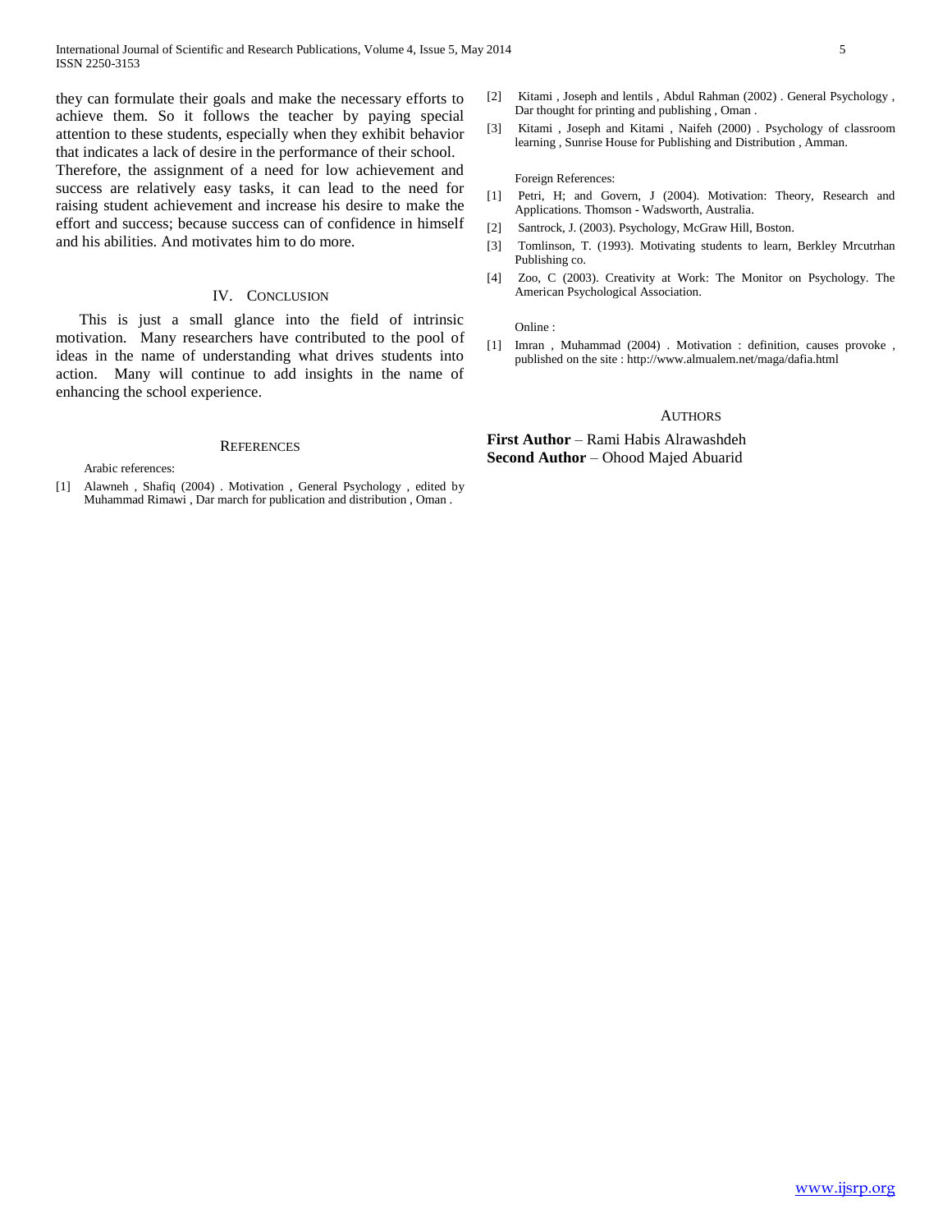they can formulate their goals and make the necessary efforts to achieve them. So it follows the teacher by paying special attention to these students, especially when they exhibit behavior that indicates a lack of desire in the performance of their school.
Therefore, the assignment of a need for low achievement and success are relatively easy tasks, it can lead to the need for raising student achievement and increase his desire to make the effort and success; because success can of confidence in himself and his abilities. And motivates him to do more.

## IV. Conclusion

This is just a small glance into the field of intrinsic motivation. Many researchers have contributed to the pool of ideas in the name of understanding what drives students into action. Many will continue to add insights in the name of enhancing the school experience.

## References

Arabic references:

[1] Alawneh , Shafiq (2004) . Motivation , General Psychology , edited by Muhammad Rimawi , Dar march for publication and distribution , Oman .

[2] Kitami , Joseph and lentils , Abdul Rahman (2002) . General Psychology , Dar thought for printing and publishing , Oman .

[3] Kitami , Joseph and Kitami , Naifeh (2000) . Psychology of classroom learning , Sunrise House for Publishing and Distribution , Amman.

Foreign References:

[1] Petri, H; and Govern, J (2004). Motivation: Theory, Research and Applications. Thomson - Wadsworth, Australia.

[2] Santrock, J. (2003). Psychology, McGraw Hill, Boston.

[3] Tomlinson, T. (1993). Motivating students to learn, Berkley Mrcutrhan Publishing co.

[4] Zoo, C (2003). Creativity at Work: The Monitor on Psychology. The American Psychological Association.

Online :

[1] Imran , Muhammad (2004) . Motivation : definition, causes provoke , published on the site : http://www.almualem.net/maga/dafia.html

## Authors

**First Author** – Rami Habis Alrawashdeh
**Second Author** – Ohood Majed Abuarid